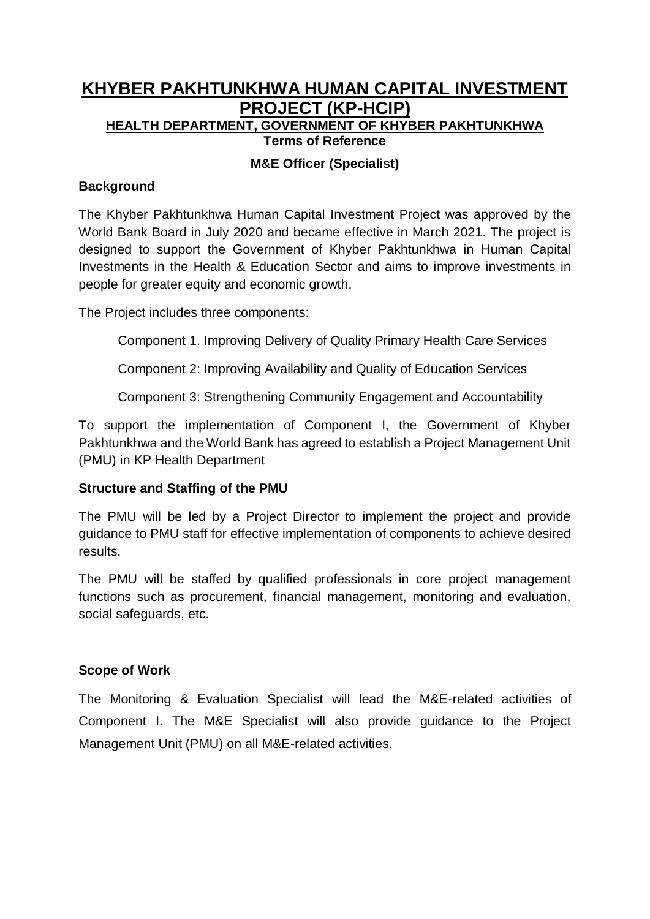# KHYBER PAKHTUNKHWA HUMAN CAPITAL INVESTMENT PROJECT (KP-HCIP)

## HEALTH DEPARTMENT, GOVERNMENT OF KHYBER PAKHTUNKHWA

**Terms of Reference**

**M&E Officer (Specialist)**

### Background

The Khyber Pakhtunkhwa Human Capital Investment Project was approved by the World Bank Board in July 2020 and became effective in March 2021. The project is designed to support the Government of Khyber Pakhtunkhwa in Human Capital Investments in the Health & Education Sector and aims to improve investments in people for greater equity and economic growth.

The Project includes three components:

Component 1. Improving Delivery of Quality Primary Health Care Services

Component 2: Improving Availability and Quality of Education Services

Component 3: Strengthening Community Engagement and Accountability

To support the implementation of Component I, the Government of Khyber Pakhtunkhwa and the World Bank has agreed to establish a Project Management Unit (PMU) in KP Health Department

### Structure and Staffing of the PMU

The PMU will be led by a Project Director to implement the project and provide guidance to PMU staff for effective implementation of components to achieve desired results.

The PMU will be staffed by qualified professionals in core project management functions such as procurement, financial management, monitoring and evaluation, social safeguards, etc.

### Scope of Work

The Monitoring & Evaluation Specialist will lead the M&E-related activities of Component I. The M&E Specialist will also provide guidance to the Project Management Unit (PMU) on all M&E-related activities.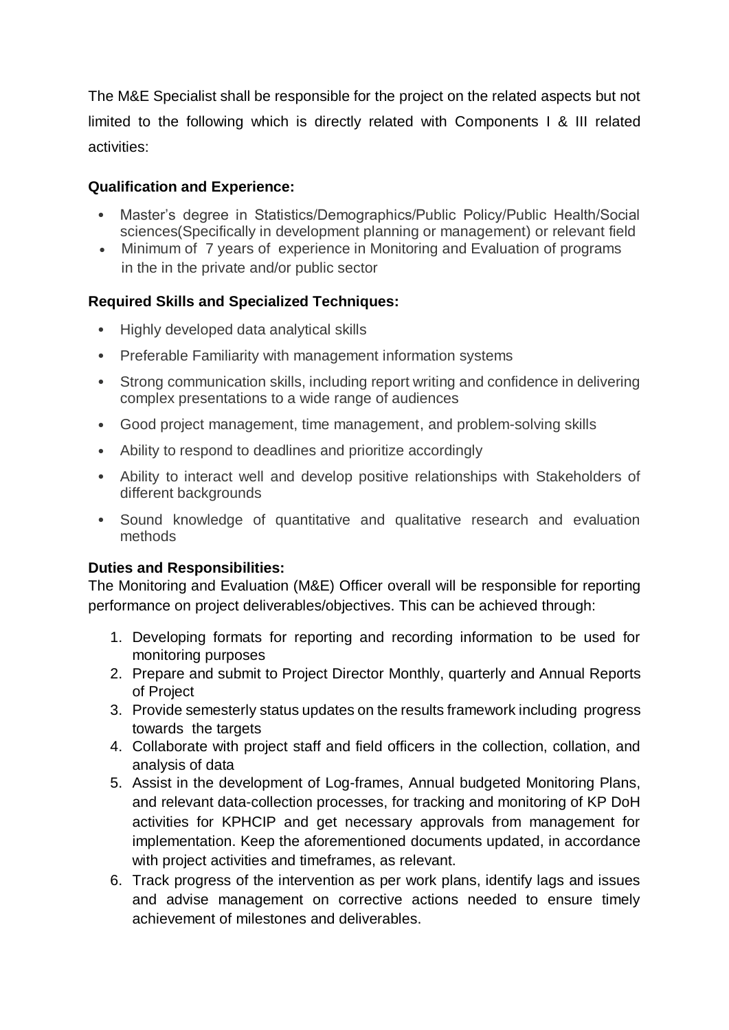The M&E Specialist shall be responsible for the project on the related aspects but not limited to the following which is directly related with Components I & III related activities:

**Qualification and Experience:**

- Master's degree in Statistics/Demographics/Public Policy/Public Health/Social sciences(Specifically in development planning or management) or relevant field
- Minimum of 7 years of experience in Monitoring and Evaluation of programs in the in the private and/or public sector

**Required Skills and Specialized Techniques:**

- Highly developed data analytical skills
- Preferable Familiarity with management information systems
- Strong communication skills, including report writing and confidence in delivering complex presentations to a wide range of audiences
- Good project management, time management, and problem-solving skills
- Ability to respond to deadlines and prioritize accordingly
- Ability to interact well and develop positive relationships with Stakeholders of different backgrounds
- Sound knowledge of quantitative and qualitative research and evaluation methods

**Duties and Responsibilities:**

The Monitoring and Evaluation (M&E) Officer overall will be responsible for reporting performance on project deliverables/objectives. This can be achieved through:

1. Developing formats for reporting and recording information to be used for monitoring purposes
2. Prepare and submit to Project Director Monthly, quarterly and Annual Reports of Project
3. Provide semesterly status updates on the results framework including progress towards the targets
4. Collaborate with project staff and field officers in the collection, collation, and analysis of data
5. Assist in the development of Log-frames, Annual budgeted Monitoring Plans, and relevant data-collection processes, for tracking and monitoring of KP DoH activities for KPHCIP and get necessary approvals from management for implementation. Keep the aforementioned documents updated, in accordance with project activities and timeframes, as relevant.
6. Track progress of the intervention as per work plans, identify lags and issues and advise management on corrective actions needed to ensure timely achievement of milestones and deliverables.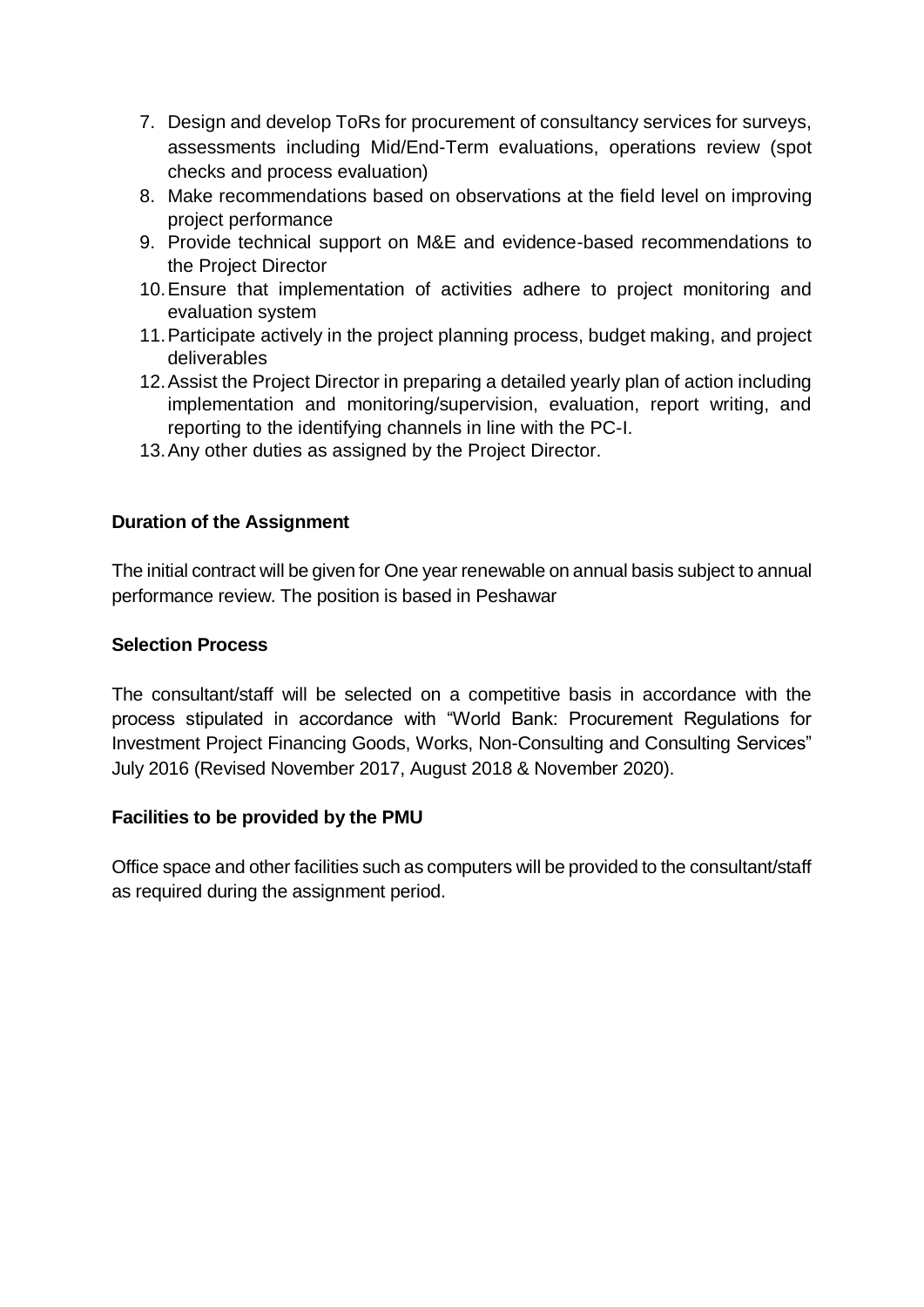7. Design and develop ToRs for procurement of consultancy services for surveys, assessments including Mid/End-Term evaluations, operations review (spot checks and process evaluation)
8. Make recommendations based on observations at the field level on improving project performance
9. Provide technical support on M&E and evidence-based recommendations to the Project Director
10. Ensure that implementation of activities adhere to project monitoring and evaluation system
11. Participate actively in the project planning process, budget making, and project deliverables
12. Assist the Project Director in preparing a detailed yearly plan of action including implementation and monitoring/supervision, evaluation, report writing, and reporting to the identifying channels in line with the PC-I.
13. Any other duties as assigned by the Project Director.

**Duration of the Assignment**

The initial contract will be given for One year renewable on annual basis subject to annual performance review. The position is based in Peshawar

**Selection Process**

The consultant/staff will be selected on a competitive basis in accordance with the process stipulated in accordance with "World Bank: Procurement Regulations for Investment Project Financing Goods, Works, Non-Consulting and Consulting Services" July 2016 (Revised November 2017, August 2018 & November 2020).

**Facilities to be provided by the PMU**

Office space and other facilities such as computers will be provided to the consultant/staff as required during the assignment period.